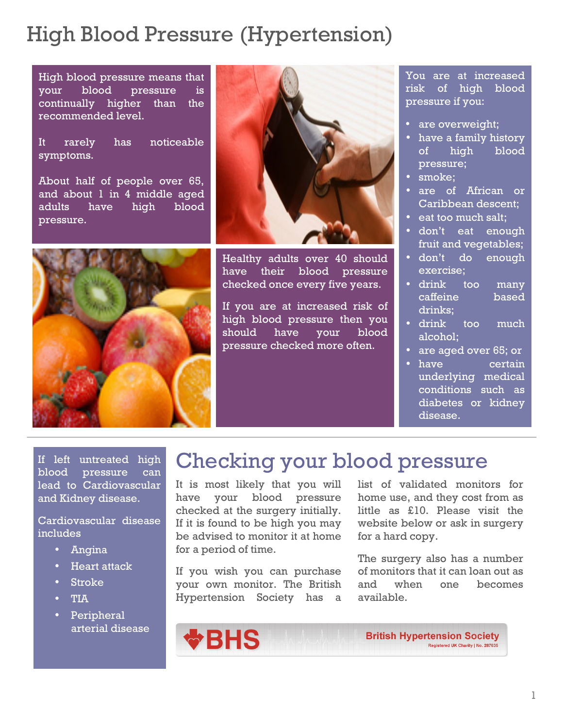# High Blood Pressure (Hypertension)

High blood pressure means that your blood pressure is continually higher than the recommended level.

It rarely has noticeable symptoms.

About half of people over 65, and about 1 in 4 middle aged adults have high blood pressure.

Healthy adults over 40 should have their blood pressure checked once every five years.

If you are at increased risk of high blood pressure then you should have your blood pressure checked more often.

You are at increased risk of high blood pressure if you:

- are overweight;
- have a family history of high blood pressure;
- smoke;
- are of African or Caribbean descent;
- eat too much salt;
- don't eat enough fruit and vegetables;
- don't do enough exercise;
- drink too many caffeine based drinks;
- drink too much alcohol;
- are aged over 65; or
- have certain underlying medical conditions such as diabetes or kidney disease.

If left untreated high blood pressure can lead to Cardiovascular and Kidney disease.

Cardiovascular disease includes

- Angina
- Heart attack
- Stroke
- TIA
- Peripheral arterial disease

## Checking your blood pressure

It is most likely that you will have your blood pressure checked at the surgery initially. If it is found to be high you may be advised to monitor it at home for a period of time.

If you wish you can purchase your own monitor. The British Hypertension Society has a list of validated monitors for home use, and they cost from as little as £10. Please visit the website below or ask in surgery for a hard copy.

The surgery also has a number of monitors that it can loan out as and when one becomes available.

BHS British Hypertension Society
Registered UK Charity | No. 287635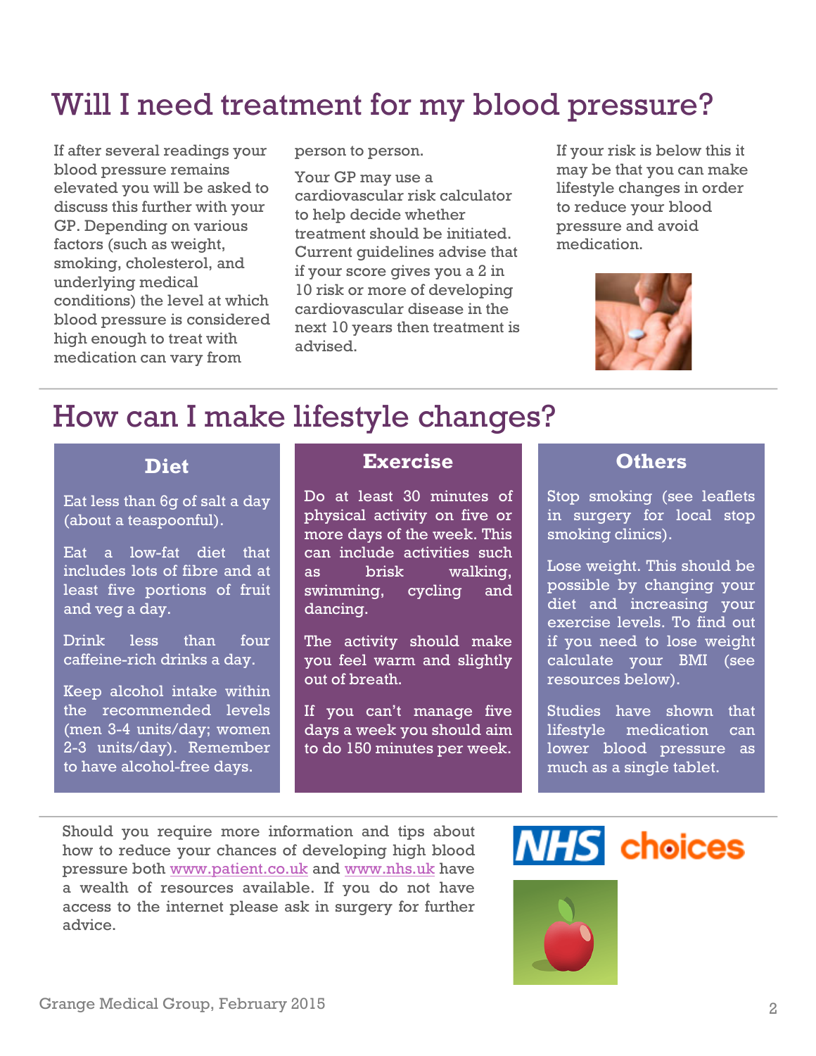# Will I need treatment for my blood pressure?

If after several readings your blood pressure remains elevated you will be asked to discuss this further with your GP. Depending on various factors (such as weight, smoking, cholesterol, and underlying medical conditions) the level at which blood pressure is considered high enough to treat with medication can vary from person to person.

Your GP may use a cardiovascular risk calculator to help decide whether treatment should be initiated. Current guidelines advise that if your score gives you a 2 in 10 risk or more of developing cardiovascular disease in the next 10 years then treatment is advised.

If your risk is below this it may be that you can make lifestyle changes in order to reduce your blood pressure and avoid medication.

# How can I make lifestyle changes?

## Diet

Eat less than 6g of salt a day (about a teaspoonful).

Eat a low-fat diet that includes lots of fibre and at least five portions of fruit and veg a day.

Drink less than four caffeine-rich drinks a day.

Keep alcohol intake within the recommended levels (men 3-4 units/day; women 2-3 units/day). Remember to have alcohol-free days.

## Exercise

Do at least 30 minutes of physical activity on five or more days of the week. This can include activities such as brisk walking, swimming, cycling and dancing.

The activity should make you feel warm and slightly out of breath.

If you can't manage five days a week you should aim to do 150 minutes per week.

## Others

Stop smoking (see leaflets in surgery for local stop smoking clinics).

Lose weight. This should be possible by changing your diet and increasing your exercise levels. To find out if you need to lose weight calculate your BMI (see resources below).

Studies have shown that lifestyle medication can lower blood pressure as much as a single tablet.

---

Should you require more information and tips about how to reduce your chances of developing high blood pressure both www.patient.co.uk and www.nhs.uk have a wealth of resources available. If you do not have access to the internet please ask in surgery for further advice.

NHS choices

Grange Medical Group, February 2015